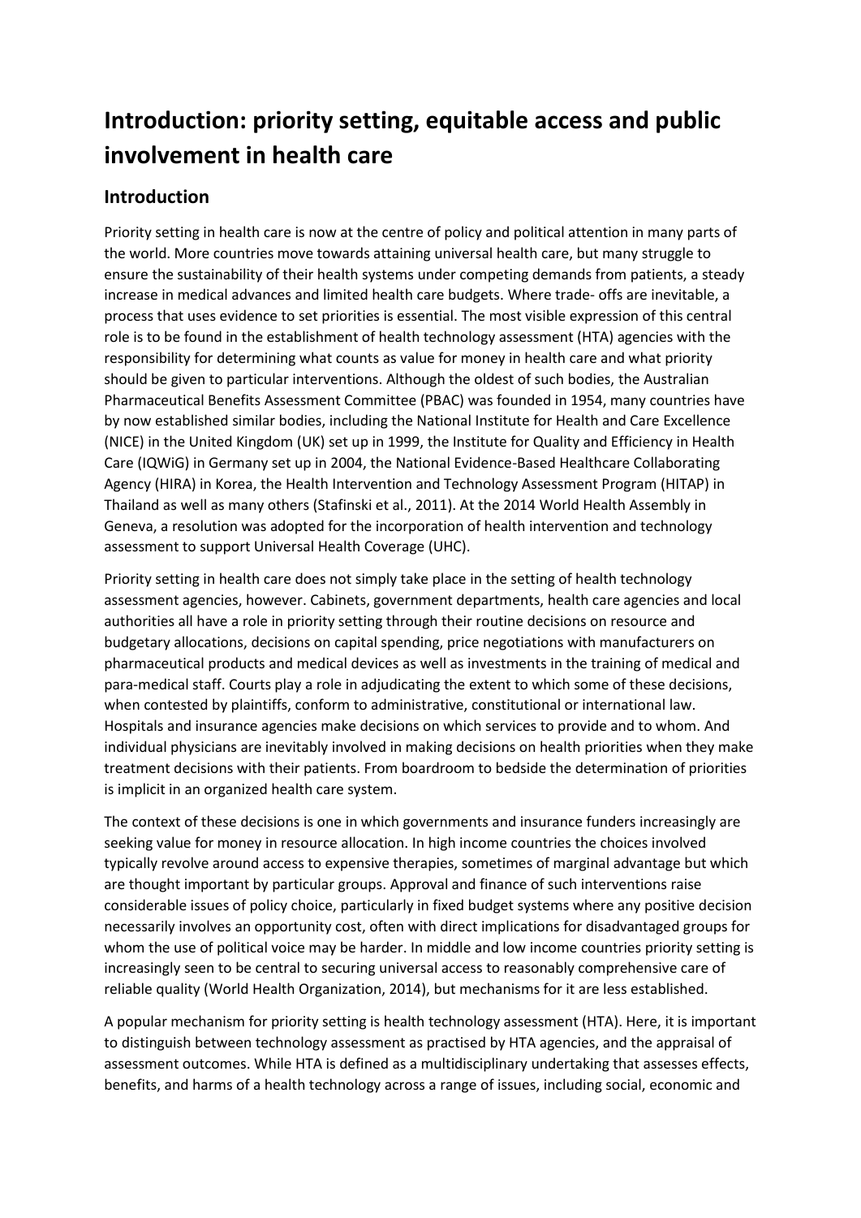# Introduction: priority setting, equitable access and public involvement in health care

## Introduction

Priority setting in health care is now at the centre of policy and political attention in many parts of the world. More countries move towards attaining universal health care, but many struggle to ensure the sustainability of their health systems under competing demands from patients, a steady increase in medical advances and limited health care budgets. Where trade- offs are inevitable, a process that uses evidence to set priorities is essential. The most visible expression of this central role is to be found in the establishment of health technology assessment (HTA) agencies with the responsibility for determining what counts as value for money in health care and what priority should be given to particular interventions. Although the oldest of such bodies, the Australian Pharmaceutical Benefits Assessment Committee (PBAC) was founded in 1954, many countries have by now established similar bodies, including the National Institute for Health and Care Excellence (NICE) in the United Kingdom (UK) set up in 1999, the Institute for Quality and Efficiency in Health Care (IQWiG) in Germany set up in 2004, the National Evidence-Based Healthcare Collaborating Agency (HIRA) in Korea, the Health Intervention and Technology Assessment Program (HITAP) in Thailand as well as many others (Stafinski et al., 2011). At the 2014 World Health Assembly in Geneva, a resolution was adopted for the incorporation of health intervention and technology assessment to support Universal Health Coverage (UHC).

Priority setting in health care does not simply take place in the setting of health technology assessment agencies, however. Cabinets, government departments, health care agencies and local authorities all have a role in priority setting through their routine decisions on resource and budgetary allocations, decisions on capital spending, price negotiations with manufacturers on pharmaceutical products and medical devices as well as investments in the training of medical and para-medical staff. Courts play a role in adjudicating the extent to which some of these decisions, when contested by plaintiffs, conform to administrative, constitutional or international law. Hospitals and insurance agencies make decisions on which services to provide and to whom. And individual physicians are inevitably involved in making decisions on health priorities when they make treatment decisions with their patients. From boardroom to bedside the determination of priorities is implicit in an organized health care system.

The context of these decisions is one in which governments and insurance funders increasingly are seeking value for money in resource allocation. In high income countries the choices involved typically revolve around access to expensive therapies, sometimes of marginal advantage but which are thought important by particular groups. Approval and finance of such interventions raise considerable issues of policy choice, particularly in fixed budget systems where any positive decision necessarily involves an opportunity cost, often with direct implications for disadvantaged groups for whom the use of political voice may be harder. In middle and low income countries priority setting is increasingly seen to be central to securing universal access to reasonably comprehensive care of reliable quality (World Health Organization, 2014), but mechanisms for it are less established.

A popular mechanism for priority setting is health technology assessment (HTA). Here, it is important to distinguish between technology assessment as practised by HTA agencies, and the appraisal of assessment outcomes. While HTA is defined as a multidisciplinary undertaking that assesses effects, benefits, and harms of a health technology across a range of issues, including social, economic and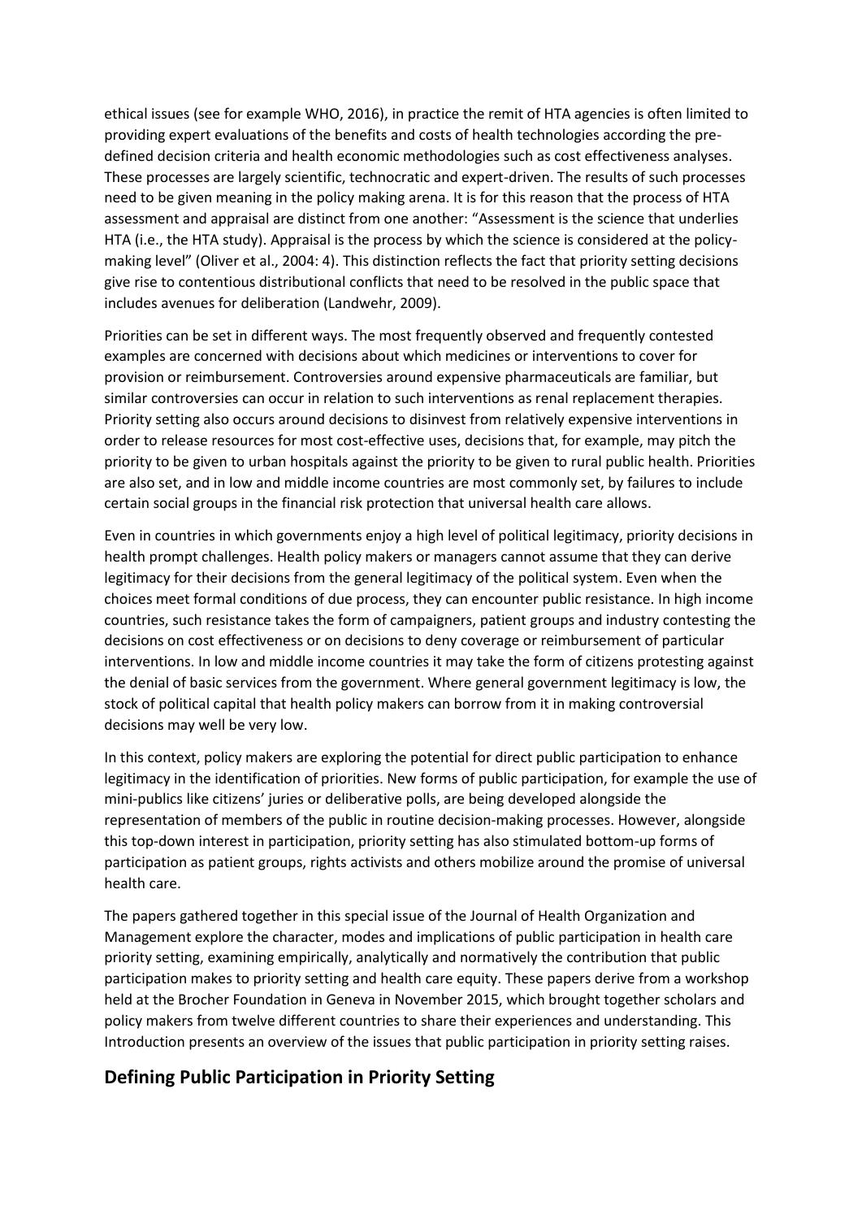ethical issues (see for example WHO, 2016), in practice the remit of HTA agencies is often limited to providing expert evaluations of the benefits and costs of health technologies according the pre-defined decision criteria and health economic methodologies such as cost effectiveness analyses. These processes are largely scientific, technocratic and expert-driven. The results of such processes need to be given meaning in the policy making arena. It is for this reason that the process of HTA assessment and appraisal are distinct from one another: "Assessment is the science that underlies HTA (i.e., the HTA study). Appraisal is the process by which the science is considered at the policy-making level" (Oliver et al., 2004: 4). This distinction reflects the fact that priority setting decisions give rise to contentious distributional conflicts that need to be resolved in the public space that includes avenues for deliberation (Landwehr, 2009).

Priorities can be set in different ways. The most frequently observed and frequently contested examples are concerned with decisions about which medicines or interventions to cover for provision or reimbursement. Controversies around expensive pharmaceuticals are familiar, but similar controversies can occur in relation to such interventions as renal replacement therapies. Priority setting also occurs around decisions to disinvest from relatively expensive interventions in order to release resources for most cost-effective uses, decisions that, for example, may pitch the priority to be given to urban hospitals against the priority to be given to rural public health. Priorities are also set, and in low and middle income countries are most commonly set, by failures to include certain social groups in the financial risk protection that universal health care allows.

Even in countries in which governments enjoy a high level of political legitimacy, priority decisions in health prompt challenges. Health policy makers or managers cannot assume that they can derive legitimacy for their decisions from the general legitimacy of the political system. Even when the choices meet formal conditions of due process, they can encounter public resistance. In high income countries, such resistance takes the form of campaigners, patient groups and industry contesting the decisions on cost effectiveness or on decisions to deny coverage or reimbursement of particular interventions. In low and middle income countries it may take the form of citizens protesting against the denial of basic services from the government. Where general government legitimacy is low, the stock of political capital that health policy makers can borrow from it in making controversial decisions may well be very low.

In this context, policy makers are exploring the potential for direct public participation to enhance legitimacy in the identification of priorities. New forms of public participation, for example the use of mini-publics like citizens' juries or deliberative polls, are being developed alongside the representation of members of the public in routine decision-making processes. However, alongside this top-down interest in participation, priority setting has also stimulated bottom-up forms of participation as patient groups, rights activists and others mobilize around the promise of universal health care.

The papers gathered together in this special issue of the Journal of Health Organization and Management explore the character, modes and implications of public participation in health care priority setting, examining empirically, analytically and normatively the contribution that public participation makes to priority setting and health care equity. These papers derive from a workshop held at the Brocher Foundation in Geneva in November 2015, which brought together scholars and policy makers from twelve different countries to share their experiences and understanding. This Introduction presents an overview of the issues that public participation in priority setting raises.

## Defining Public Participation in Priority Setting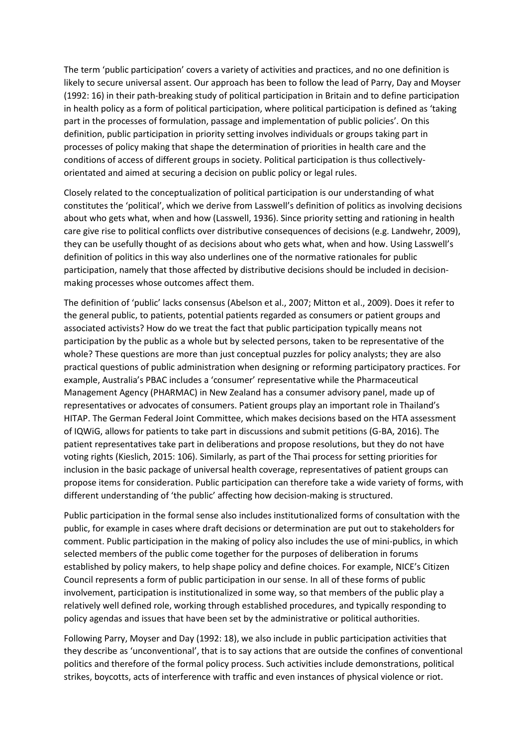The term 'public participation' covers a variety of activities and practices, and no one definition is likely to secure universal assent. Our approach has been to follow the lead of Parry, Day and Moyser (1992: 16) in their path-breaking study of political participation in Britain and to define participation in health policy as a form of political participation, where political participation is defined as 'taking part in the processes of formulation, passage and implementation of public policies'. On this definition, public participation in priority setting involves individuals or groups taking part in processes of policy making that shape the determination of priorities in health care and the conditions of access of different groups in society. Political participation is thus collectively-orientated and aimed at securing a decision on public policy or legal rules.

Closely related to the conceptualization of political participation is our understanding of what constitutes the 'political', which we derive from Lasswell's definition of politics as involving decisions about who gets what, when and how (Lasswell, 1936). Since priority setting and rationing in health care give rise to political conflicts over distributive consequences of decisions (e.g. Landwehr, 2009), they can be usefully thought of as decisions about who gets what, when and how. Using Lasswell's definition of politics in this way also underlines one of the normative rationales for public participation, namely that those affected by distributive decisions should be included in decision-making processes whose outcomes affect them.

The definition of 'public' lacks consensus (Abelson et al., 2007; Mitton et al., 2009). Does it refer to the general public, to patients, potential patients regarded as consumers or patient groups and associated activists? How do we treat the fact that public participation typically means not participation by the public as a whole but by selected persons, taken to be representative of the whole? These questions are more than just conceptual puzzles for policy analysts; they are also practical questions of public administration when designing or reforming participatory practices. For example, Australia's PBAC includes a 'consumer' representative while the Pharmaceutical Management Agency (PHARMAC) in New Zealand has a consumer advisory panel, made up of representatives or advocates of consumers. Patient groups play an important role in Thailand's HITAP. The German Federal Joint Committee, which makes decisions based on the HTA assessment of IQWiG, allows for patients to take part in discussions and submit petitions (G-BA, 2016). The patient representatives take part in deliberations and propose resolutions, but they do not have voting rights (Kieslich, 2015: 106). Similarly, as part of the Thai process for setting priorities for inclusion in the basic package of universal health coverage, representatives of patient groups can propose items for consideration. Public participation can therefore take a wide variety of forms, with different understanding of 'the public' affecting how decision-making is structured.

Public participation in the formal sense also includes institutionalized forms of consultation with the public, for example in cases where draft decisions or determination are put out to stakeholders for comment. Public participation in the making of policy also includes the use of mini-publics, in which selected members of the public come together for the purposes of deliberation in forums established by policy makers, to help shape policy and define choices. For example, NICE's Citizen Council represents a form of public participation in our sense. In all of these forms of public involvement, participation is institutionalized in some way, so that members of the public play a relatively well defined role, working through established procedures, and typically responding to policy agendas and issues that have been set by the administrative or political authorities.

Following Parry, Moyser and Day (1992: 18), we also include in public participation activities that they describe as 'unconventional', that is to say actions that are outside the confines of conventional politics and therefore of the formal policy process. Such activities include demonstrations, political strikes, boycotts, acts of interference with traffic and even instances of physical violence or riot.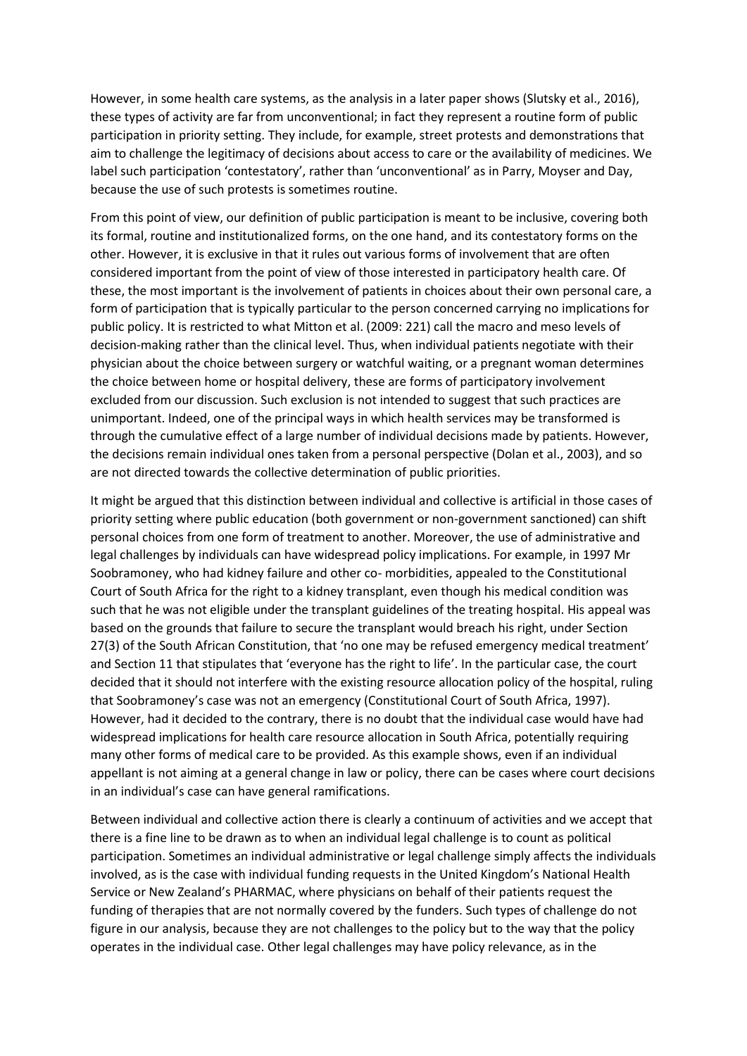However, in some health care systems, as the analysis in a later paper shows (Slutsky et al., 2016), these types of activity are far from unconventional; in fact they represent a routine form of public participation in priority setting. They include, for example, street protests and demonstrations that aim to challenge the legitimacy of decisions about access to care or the availability of medicines. We label such participation 'contestatory', rather than 'unconventional' as in Parry, Moyser and Day, because the use of such protests is sometimes routine.

From this point of view, our definition of public participation is meant to be inclusive, covering both its formal, routine and institutionalized forms, on the one hand, and its contestatory forms on the other. However, it is exclusive in that it rules out various forms of involvement that are often considered important from the point of view of those interested in participatory health care. Of these, the most important is the involvement of patients in choices about their own personal care, a form of participation that is typically particular to the person concerned carrying no implications for public policy. It is restricted to what Mitton et al. (2009: 221) call the macro and meso levels of decision-making rather than the clinical level. Thus, when individual patients negotiate with their physician about the choice between surgery or watchful waiting, or a pregnant woman determines the choice between home or hospital delivery, these are forms of participatory involvement excluded from our discussion. Such exclusion is not intended to suggest that such practices are unimportant. Indeed, one of the principal ways in which health services may be transformed is through the cumulative effect of a large number of individual decisions made by patients. However, the decisions remain individual ones taken from a personal perspective (Dolan et al., 2003), and so are not directed towards the collective determination of public priorities.

It might be argued that this distinction between individual and collective is artificial in those cases of priority setting where public education (both government or non-government sanctioned) can shift personal choices from one form of treatment to another. Moreover, the use of administrative and legal challenges by individuals can have widespread policy implications. For example, in 1997 Mr Soobramoney, who had kidney failure and other co- morbidities, appealed to the Constitutional Court of South Africa for the right to a kidney transplant, even though his medical condition was such that he was not eligible under the transplant guidelines of the treating hospital. His appeal was based on the grounds that failure to secure the transplant would breach his right, under Section 27(3) of the South African Constitution, that 'no one may be refused emergency medical treatment' and Section 11 that stipulates that 'everyone has the right to life'. In the particular case, the court decided that it should not interfere with the existing resource allocation policy of the hospital, ruling that Soobramoney's case was not an emergency (Constitutional Court of South Africa, 1997). However, had it decided to the contrary, there is no doubt that the individual case would have had widespread implications for health care resource allocation in South Africa, potentially requiring many other forms of medical care to be provided. As this example shows, even if an individual appellant is not aiming at a general change in law or policy, there can be cases where court decisions in an individual's case can have general ramifications.

Between individual and collective action there is clearly a continuum of activities and we accept that there is a fine line to be drawn as to when an individual legal challenge is to count as political participation. Sometimes an individual administrative or legal challenge simply affects the individuals involved, as is the case with individual funding requests in the United Kingdom's National Health Service or New Zealand's PHARMAC, where physicians on behalf of their patients request the funding of therapies that are not normally covered by the funders. Such types of challenge do not figure in our analysis, because they are not challenges to the policy but to the way that the policy operates in the individual case. Other legal challenges may have policy relevance, as in the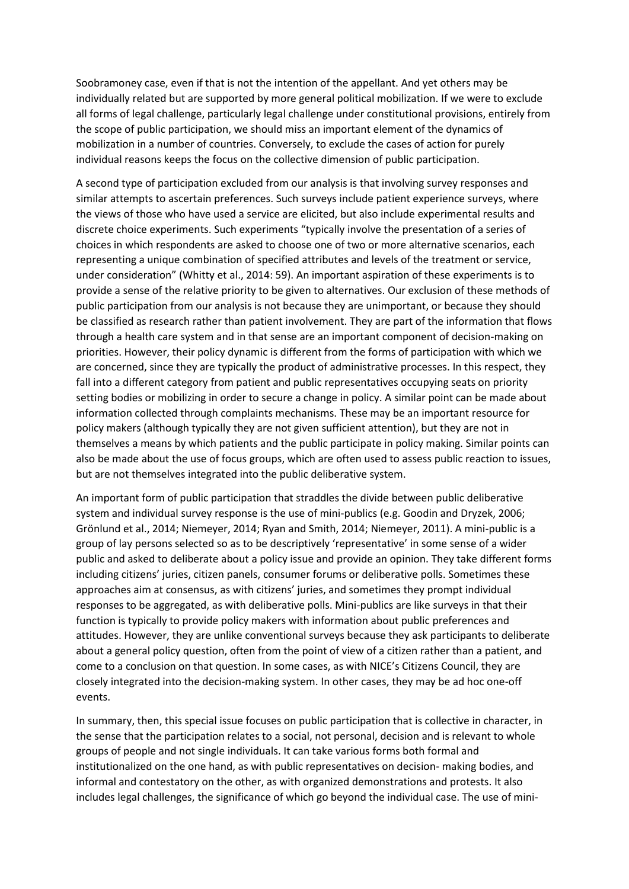Soobramoney case, even if that is not the intention of the appellant. And yet others may be individually related but are supported by more general political mobilization. If we were to exclude all forms of legal challenge, particularly legal challenge under constitutional provisions, entirely from the scope of public participation, we should miss an important element of the dynamics of mobilization in a number of countries. Conversely, to exclude the cases of action for purely individual reasons keeps the focus on the collective dimension of public participation.

A second type of participation excluded from our analysis is that involving survey responses and similar attempts to ascertain preferences. Such surveys include patient experience surveys, where the views of those who have used a service are elicited, but also include experimental results and discrete choice experiments. Such experiments "typically involve the presentation of a series of choices in which respondents are asked to choose one of two or more alternative scenarios, each representing a unique combination of specified attributes and levels of the treatment or service, under consideration" (Whitty et al., 2014: 59). An important aspiration of these experiments is to provide a sense of the relative priority to be given to alternatives. Our exclusion of these methods of public participation from our analysis is not because they are unimportant, or because they should be classified as research rather than patient involvement. They are part of the information that flows through a health care system and in that sense are an important component of decision-making on priorities. However, their policy dynamic is different from the forms of participation with which we are concerned, since they are typically the product of administrative processes. In this respect, they fall into a different category from patient and public representatives occupying seats on priority setting bodies or mobilizing in order to secure a change in policy. A similar point can be made about information collected through complaints mechanisms. These may be an important resource for policy makers (although typically they are not given sufficient attention), but they are not in themselves a means by which patients and the public participate in policy making. Similar points can also be made about the use of focus groups, which are often used to assess public reaction to issues, but are not themselves integrated into the public deliberative system.

An important form of public participation that straddles the divide between public deliberative system and individual survey response is the use of mini-publics (e.g. Goodin and Dryzek, 2006; Grönlund et al., 2014; Niemeyer, 2014; Ryan and Smith, 2014; Niemeyer, 2011). A mini-public is a group of lay persons selected so as to be descriptively 'representative' in some sense of a wider public and asked to deliberate about a policy issue and provide an opinion. They take different forms including citizens' juries, citizen panels, consumer forums or deliberative polls. Sometimes these approaches aim at consensus, as with citizens' juries, and sometimes they prompt individual responses to be aggregated, as with deliberative polls. Mini-publics are like surveys in that their function is typically to provide policy makers with information about public preferences and attitudes. However, they are unlike conventional surveys because they ask participants to deliberate about a general policy question, often from the point of view of a citizen rather than a patient, and come to a conclusion on that question. In some cases, as with NICE's Citizens Council, they are closely integrated into the decision-making system. In other cases, they may be ad hoc one-off events.

In summary, then, this special issue focuses on public participation that is collective in character, in the sense that the participation relates to a social, not personal, decision and is relevant to whole groups of people and not single individuals. It can take various forms both formal and institutionalized on the one hand, as with public representatives on decision- making bodies, and informal and contestatory on the other, as with organized demonstrations and protests. It also includes legal challenges, the significance of which go beyond the individual case. The use of mini-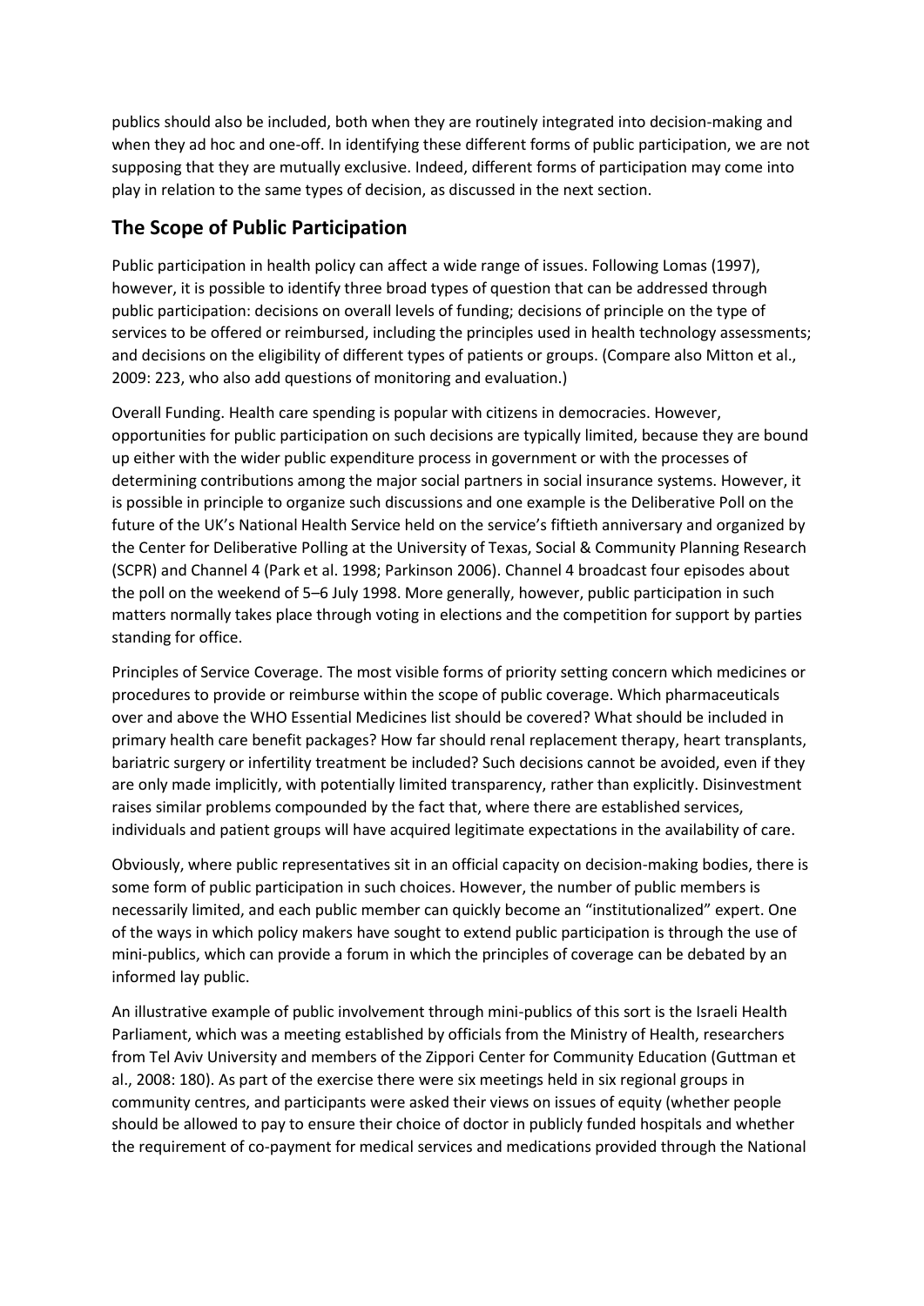publics should also be included, both when they are routinely integrated into decision-making and when they ad hoc and one-off. In identifying these different forms of public participation, we are not supposing that they are mutually exclusive. Indeed, different forms of participation may come into play in relation to the same types of decision, as discussed in the next section.

## The Scope of Public Participation

Public participation in health policy can affect a wide range of issues. Following Lomas (1997), however, it is possible to identify three broad types of question that can be addressed through public participation: decisions on overall levels of funding; decisions of principle on the type of services to be offered or reimbursed, including the principles used in health technology assessments; and decisions on the eligibility of different types of patients or groups. (Compare also Mitton et al., 2009: 223, who also add questions of monitoring and evaluation.)

Overall Funding. Health care spending is popular with citizens in democracies. However, opportunities for public participation on such decisions are typically limited, because they are bound up either with the wider public expenditure process in government or with the processes of determining contributions among the major social partners in social insurance systems. However, it is possible in principle to organize such discussions and one example is the Deliberative Poll on the future of the UK's National Health Service held on the service's fiftieth anniversary and organized by the Center for Deliberative Polling at the University of Texas, Social & Community Planning Research (SCPR) and Channel 4 (Park et al. 1998; Parkinson 2006). Channel 4 broadcast four episodes about the poll on the weekend of 5–6 July 1998. More generally, however, public participation in such matters normally takes place through voting in elections and the competition for support by parties standing for office.

Principles of Service Coverage. The most visible forms of priority setting concern which medicines or procedures to provide or reimburse within the scope of public coverage. Which pharmaceuticals over and above the WHO Essential Medicines list should be covered? What should be included in primary health care benefit packages? How far should renal replacement therapy, heart transplants, bariatric surgery or infertility treatment be included? Such decisions cannot be avoided, even if they are only made implicitly, with potentially limited transparency, rather than explicitly. Disinvestment raises similar problems compounded by the fact that, where there are established services, individuals and patient groups will have acquired legitimate expectations in the availability of care.

Obviously, where public representatives sit in an official capacity on decision-making bodies, there is some form of public participation in such choices. However, the number of public members is necessarily limited, and each public member can quickly become an "institutionalized" expert. One of the ways in which policy makers have sought to extend public participation is through the use of mini-publics, which can provide a forum in which the principles of coverage can be debated by an informed lay public.

An illustrative example of public involvement through mini-publics of this sort is the Israeli Health Parliament, which was a meeting established by officials from the Ministry of Health, researchers from Tel Aviv University and members of the Zippori Center for Community Education (Guttman et al., 2008: 180). As part of the exercise there were six meetings held in six regional groups in community centres, and participants were asked their views on issues of equity (whether people should be allowed to pay to ensure their choice of doctor in publicly funded hospitals and whether the requirement of co-payment for medical services and medications provided through the National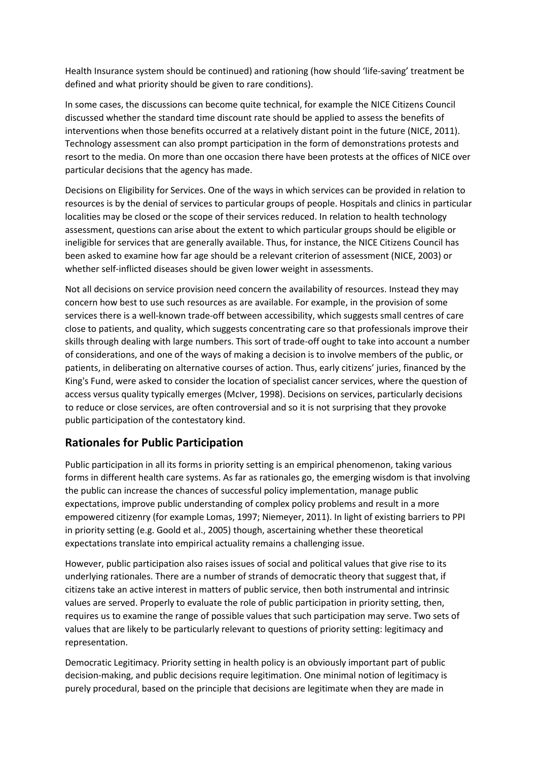Health Insurance system should be continued) and rationing (how should 'life-saving' treatment be defined and what priority should be given to rare conditions).

In some cases, the discussions can become quite technical, for example the NICE Citizens Council discussed whether the standard time discount rate should be applied to assess the benefits of interventions when those benefits occurred at a relatively distant point in the future (NICE, 2011). Technology assessment can also prompt participation in the form of demonstrations protests and resort to the media. On more than one occasion there have been protests at the offices of NICE over particular decisions that the agency has made.

Decisions on Eligibility for Services. One of the ways in which services can be provided in relation to resources is by the denial of services to particular groups of people. Hospitals and clinics in particular localities may be closed or the scope of their services reduced. In relation to health technology assessment, questions can arise about the extent to which particular groups should be eligible or ineligible for services that are generally available. Thus, for instance, the NICE Citizens Council has been asked to examine how far age should be a relevant criterion of assessment (NICE, 2003) or whether self-inflicted diseases should be given lower weight in assessments.

Not all decisions on service provision need concern the availability of resources. Instead they may concern how best to use such resources as are available. For example, in the provision of some services there is a well-known trade-off between accessibility, which suggests small centres of care close to patients, and quality, which suggests concentrating care so that professionals improve their skills through dealing with large numbers. This sort of trade-off ought to take into account a number of considerations, and one of the ways of making a decision is to involve members of the public, or patients, in deliberating on alternative courses of action. Thus, early citizens' juries, financed by the King's Fund, were asked to consider the location of specialist cancer services, where the question of access versus quality typically emerges (McIver, 1998). Decisions on services, particularly decisions to reduce or close services, are often controversial and so it is not surprising that they provoke public participation of the contestatory kind.

## Rationales for Public Participation

Public participation in all its forms in priority setting is an empirical phenomenon, taking various forms in different health care systems. As far as rationales go, the emerging wisdom is that involving the public can increase the chances of successful policy implementation, manage public expectations, improve public understanding of complex policy problems and result in a more empowered citizenry (for example Lomas, 1997; Niemeyer, 2011). In light of existing barriers to PPI in priority setting (e.g. Goold et al., 2005) though, ascertaining whether these theoretical expectations translate into empirical actuality remains a challenging issue.

However, public participation also raises issues of social and political values that give rise to its underlying rationales. There are a number of strands of democratic theory that suggest that, if citizens take an active interest in matters of public service, then both instrumental and intrinsic values are served. Properly to evaluate the role of public participation in priority setting, then, requires us to examine the range of possible values that such participation may serve. Two sets of values that are likely to be particularly relevant to questions of priority setting: legitimacy and representation.

Democratic Legitimacy. Priority setting in health policy is an obviously important part of public decision-making, and public decisions require legitimation. One minimal notion of legitimacy is purely procedural, based on the principle that decisions are legitimate when they are made in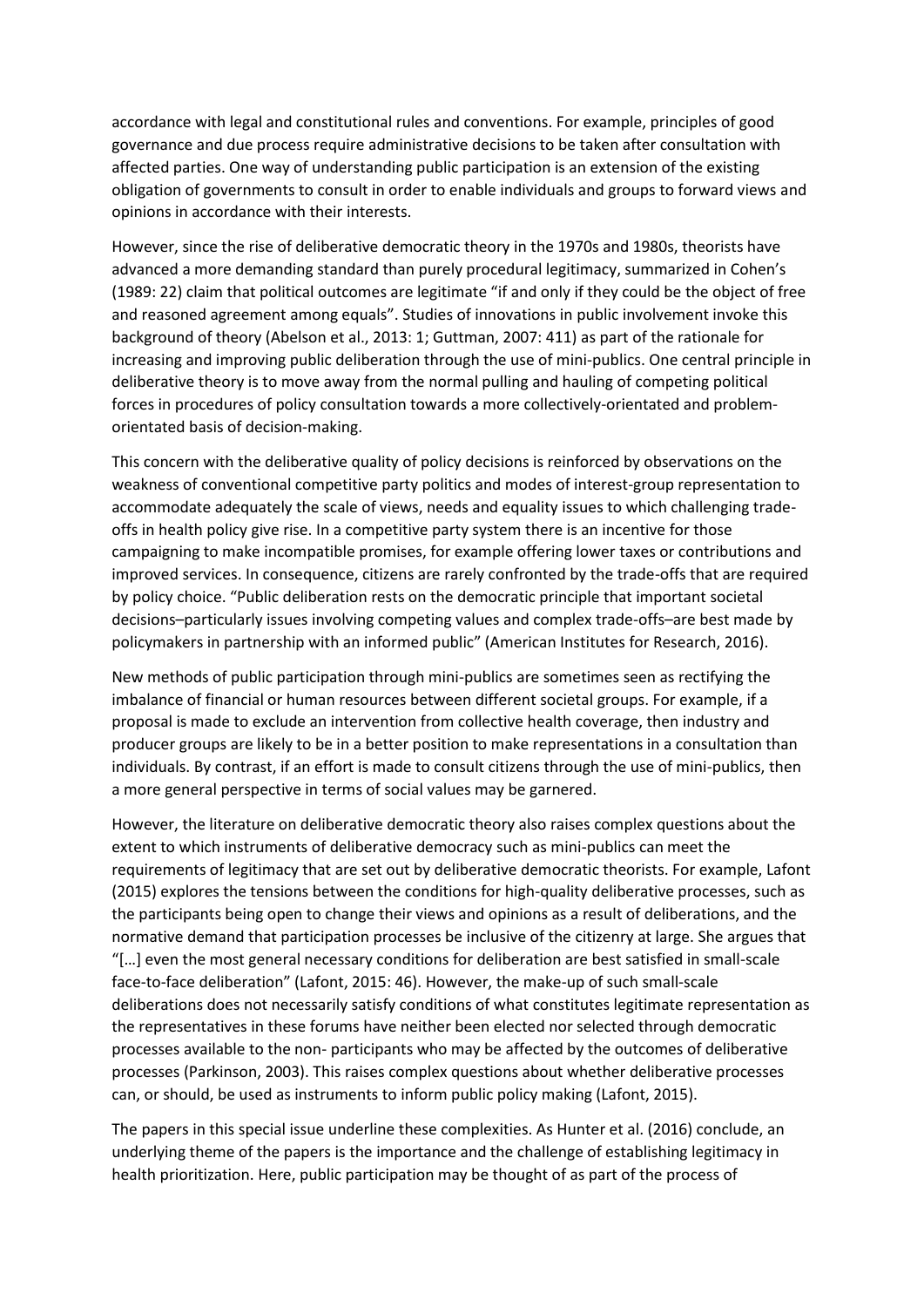accordance with legal and constitutional rules and conventions. For example, principles of good governance and due process require administrative decisions to be taken after consultation with affected parties. One way of understanding public participation is an extension of the existing obligation of governments to consult in order to enable individuals and groups to forward views and opinions in accordance with their interests.

However, since the rise of deliberative democratic theory in the 1970s and 1980s, theorists have advanced a more demanding standard than purely procedural legitimacy, summarized in Cohen's (1989: 22) claim that political outcomes are legitimate "if and only if they could be the object of free and reasoned agreement among equals". Studies of innovations in public involvement invoke this background of theory (Abelson et al., 2013: 1; Guttman, 2007: 411) as part of the rationale for increasing and improving public deliberation through the use of mini-publics. One central principle in deliberative theory is to move away from the normal pulling and hauling of competing political forces in procedures of policy consultation towards a more collectively-orientated and problem-orientated basis of decision-making.

This concern with the deliberative quality of policy decisions is reinforced by observations on the weakness of conventional competitive party politics and modes of interest-group representation to accommodate adequately the scale of views, needs and equality issues to which challenging trade-offs in health policy give rise. In a competitive party system there is an incentive for those campaigning to make incompatible promises, for example offering lower taxes or contributions and improved services. In consequence, citizens are rarely confronted by the trade-offs that are required by policy choice. "Public deliberation rests on the democratic principle that important societal decisions–particularly issues involving competing values and complex trade-offs–are best made by policymakers in partnership with an informed public" (American Institutes for Research, 2016).

New methods of public participation through mini-publics are sometimes seen as rectifying the imbalance of financial or human resources between different societal groups. For example, if a proposal is made to exclude an intervention from collective health coverage, then industry and producer groups are likely to be in a better position to make representations in a consultation than individuals. By contrast, if an effort is made to consult citizens through the use of mini-publics, then a more general perspective in terms of social values may be garnered.

However, the literature on deliberative democratic theory also raises complex questions about the extent to which instruments of deliberative democracy such as mini-publics can meet the requirements of legitimacy that are set out by deliberative democratic theorists. For example, Lafont (2015) explores the tensions between the conditions for high-quality deliberative processes, such as the participants being open to change their views and opinions as a result of deliberations, and the normative demand that participation processes be inclusive of the citizenry at large. She argues that "[…] even the most general necessary conditions for deliberation are best satisfied in small-scale face-to-face deliberation" (Lafont, 2015: 46). However, the make-up of such small-scale deliberations does not necessarily satisfy conditions of what constitutes legitimate representation as the representatives in these forums have neither been elected nor selected through democratic processes available to the non- participants who may be affected by the outcomes of deliberative processes (Parkinson, 2003). This raises complex questions about whether deliberative processes can, or should, be used as instruments to inform public policy making (Lafont, 2015).

The papers in this special issue underline these complexities. As Hunter et al. (2016) conclude, an underlying theme of the papers is the importance and the challenge of establishing legitimacy in health prioritization. Here, public participation may be thought of as part of the process of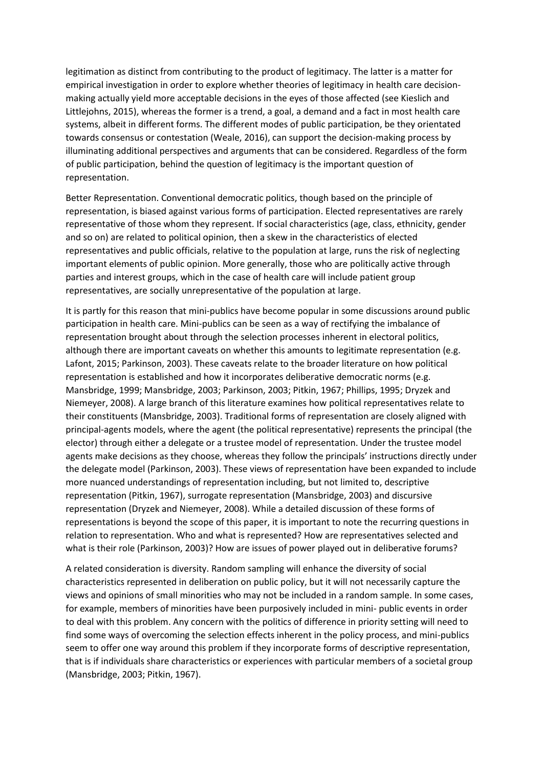legitimation as distinct from contributing to the product of legitimacy. The latter is a matter for empirical investigation in order to explore whether theories of legitimacy in health care decision-making actually yield more acceptable decisions in the eyes of those affected (see Kieslich and Littlejohns, 2015), whereas the former is a trend, a goal, a demand and a fact in most health care systems, albeit in different forms. The different modes of public participation, be they orientated towards consensus or contestation (Weale, 2016), can support the decision-making process by illuminating additional perspectives and arguments that can be considered. Regardless of the form of public participation, behind the question of legitimacy is the important question of representation.

Better Representation. Conventional democratic politics, though based on the principle of representation, is biased against various forms of participation. Elected representatives are rarely representative of those whom they represent. If social characteristics (age, class, ethnicity, gender and so on) are related to political opinion, then a skew in the characteristics of elected representatives and public officials, relative to the population at large, runs the risk of neglecting important elements of public opinion. More generally, those who are politically active through parties and interest groups, which in the case of health care will include patient group representatives, are socially unrepresentative of the population at large.

It is partly for this reason that mini-publics have become popular in some discussions around public participation in health care. Mini-publics can be seen as a way of rectifying the imbalance of representation brought about through the selection processes inherent in electoral politics, although there are important caveats on whether this amounts to legitimate representation (e.g. Lafont, 2015; Parkinson, 2003). These caveats relate to the broader literature on how political representation is established and how it incorporates deliberative democratic norms (e.g. Mansbridge, 1999; Mansbridge, 2003; Parkinson, 2003; Pitkin, 1967; Phillips, 1995; Dryzek and Niemeyer, 2008). A large branch of this literature examines how political representatives relate to their constituents (Mansbridge, 2003). Traditional forms of representation are closely aligned with principal-agents models, where the agent (the political representative) represents the principal (the elector) through either a delegate or a trustee model of representation. Under the trustee model agents make decisions as they choose, whereas they follow the principals' instructions directly under the delegate model (Parkinson, 2003). These views of representation have been expanded to include more nuanced understandings of representation including, but not limited to, descriptive representation (Pitkin, 1967), surrogate representation (Mansbridge, 2003) and discursive representation (Dryzek and Niemeyer, 2008). While a detailed discussion of these forms of representations is beyond the scope of this paper, it is important to note the recurring questions in relation to representation. Who and what is represented? How are representatives selected and what is their role (Parkinson, 2003)? How are issues of power played out in deliberative forums?

A related consideration is diversity. Random sampling will enhance the diversity of social characteristics represented in deliberation on public policy, but it will not necessarily capture the views and opinions of small minorities who may not be included in a random sample. In some cases, for example, members of minorities have been purposively included in mini- public events in order to deal with this problem. Any concern with the politics of difference in priority setting will need to find some ways of overcoming the selection effects inherent in the policy process, and mini-publics seem to offer one way around this problem if they incorporate forms of descriptive representation, that is if individuals share characteristics or experiences with particular members of a societal group (Mansbridge, 2003; Pitkin, 1967).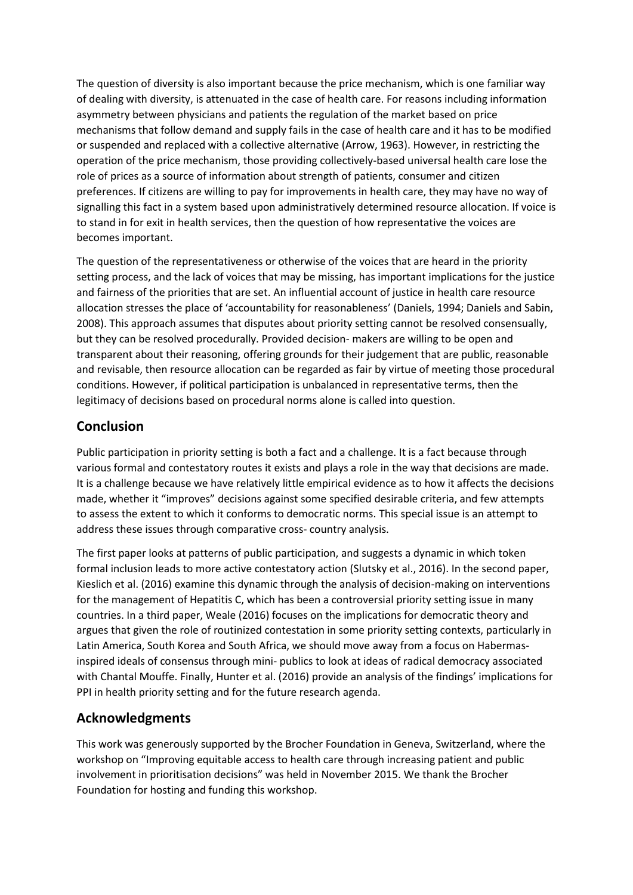The question of diversity is also important because the price mechanism, which is one familiar way of dealing with diversity, is attenuated in the case of health care. For reasons including information asymmetry between physicians and patients the regulation of the market based on price mechanisms that follow demand and supply fails in the case of health care and it has to be modified or suspended and replaced with a collective alternative (Arrow, 1963). However, in restricting the operation of the price mechanism, those providing collectively-based universal health care lose the role of prices as a source of information about strength of patients, consumer and citizen preferences. If citizens are willing to pay for improvements in health care, they may have no way of signalling this fact in a system based upon administratively determined resource allocation. If voice is to stand in for exit in health services, then the question of how representative the voices are becomes important.

The question of the representativeness or otherwise of the voices that are heard in the priority setting process, and the lack of voices that may be missing, has important implications for the justice and fairness of the priorities that are set. An influential account of justice in health care resource allocation stresses the place of 'accountability for reasonableness' (Daniels, 1994; Daniels and Sabin, 2008). This approach assumes that disputes about priority setting cannot be resolved consensually, but they can be resolved procedurally. Provided decision- makers are willing to be open and transparent about their reasoning, offering grounds for their judgement that are public, reasonable and revisable, then resource allocation can be regarded as fair by virtue of meeting those procedural conditions. However, if political participation is unbalanced in representative terms, then the legitimacy of decisions based on procedural norms alone is called into question.

## Conclusion

Public participation in priority setting is both a fact and a challenge. It is a fact because through various formal and contestatory routes it exists and plays a role in the way that decisions are made. It is a challenge because we have relatively little empirical evidence as to how it affects the decisions made, whether it "improves" decisions against some specified desirable criteria, and few attempts to assess the extent to which it conforms to democratic norms. This special issue is an attempt to address these issues through comparative cross- country analysis.

The first paper looks at patterns of public participation, and suggests a dynamic in which token formal inclusion leads to more active contestatory action (Slutsky et al., 2016). In the second paper, Kieslich et al. (2016) examine this dynamic through the analysis of decision-making on interventions for the management of Hepatitis C, which has been a controversial priority setting issue in many countries. In a third paper, Weale (2016) focuses on the implications for democratic theory and argues that given the role of routinized contestation in some priority setting contexts, particularly in Latin America, South Korea and South Africa, we should move away from a focus on Habermas-inspired ideals of consensus through mini- publics to look at ideas of radical democracy associated with Chantal Mouffe. Finally, Hunter et al. (2016) provide an analysis of the findings' implications for PPI in health priority setting and for the future research agenda.

## Acknowledgments

This work was generously supported by the Brocher Foundation in Geneva, Switzerland, where the workshop on "Improving equitable access to health care through increasing patient and public involvement in prioritisation decisions" was held in November 2015. We thank the Brocher Foundation for hosting and funding this workshop.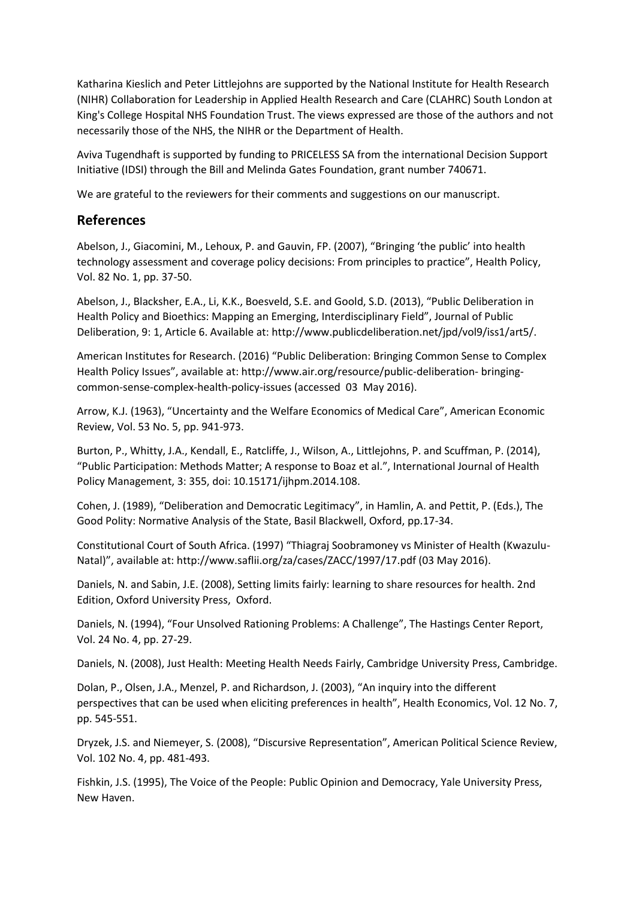Katharina Kieslich and Peter Littlejohns are supported by the National Institute for Health Research (NIHR) Collaboration for Leadership in Applied Health Research and Care (CLAHRC) South London at King's College Hospital NHS Foundation Trust. The views expressed are those of the authors and not necessarily those of the NHS, the NIHR or the Department of Health.

Aviva Tugendhaft is supported by funding to PRICELESS SA from the international Decision Support Initiative (IDSI) through the Bill and Melinda Gates Foundation, grant number 740671.

We are grateful to the reviewers for their comments and suggestions on our manuscript.

## References

Abelson, J., Giacomini, M., Lehoux, P. and Gauvin, FP. (2007), "Bringing 'the public' into health technology assessment and coverage policy decisions: From principles to practice", Health Policy, Vol. 82 No. 1, pp. 37-50.

Abelson, J., Blacksher, E.A., Li, K.K., Boesveld, S.E. and Goold, S.D. (2013), "Public Deliberation in Health Policy and Bioethics: Mapping an Emerging, Interdisciplinary Field", Journal of Public Deliberation, 9: 1, Article 6. Available at: http://www.publicdeliberation.net/jpd/vol9/iss1/art5/.

American Institutes for Research. (2016) "Public Deliberation: Bringing Common Sense to Complex Health Policy Issues", available at: http://www.air.org/resource/public-deliberation- bringing-common-sense-complex-health-policy-issues (accessed 03 May 2016).

Arrow, K.J. (1963), "Uncertainty and the Welfare Economics of Medical Care", American Economic Review, Vol. 53 No. 5, pp. 941-973.

Burton, P., Whitty, J.A., Kendall, E., Ratcliffe, J., Wilson, A., Littlejohns, P. and Scuffman, P. (2014), "Public Participation: Methods Matter; A response to Boaz et al.", International Journal of Health Policy Management, 3: 355, doi: 10.15171/ijhpm.2014.108.

Cohen, J. (1989), "Deliberation and Democratic Legitimacy", in Hamlin, A. and Pettit, P. (Eds.), The Good Polity: Normative Analysis of the State, Basil Blackwell, Oxford, pp.17-34.

Constitutional Court of South Africa. (1997) "Thiagraj Soobramoney vs Minister of Health (Kwazulu-Natal)", available at: http://www.saflii.org/za/cases/ZACC/1997/17.pdf (03 May 2016).

Daniels, N. and Sabin, J.E. (2008), Setting limits fairly: learning to share resources for health. 2nd Edition, Oxford University Press, Oxford.

Daniels, N. (1994), "Four Unsolved Rationing Problems: A Challenge", The Hastings Center Report, Vol. 24 No. 4, pp. 27-29.

Daniels, N. (2008), Just Health: Meeting Health Needs Fairly, Cambridge University Press, Cambridge.

Dolan, P., Olsen, J.A., Menzel, P. and Richardson, J. (2003), "An inquiry into the different perspectives that can be used when eliciting preferences in health", Health Economics, Vol. 12 No. 7, pp. 545-551.

Dryzek, J.S. and Niemeyer, S. (2008), "Discursive Representation", American Political Science Review, Vol. 102 No. 4, pp. 481-493.

Fishkin, J.S. (1995), The Voice of the People: Public Opinion and Democracy, Yale University Press, New Haven.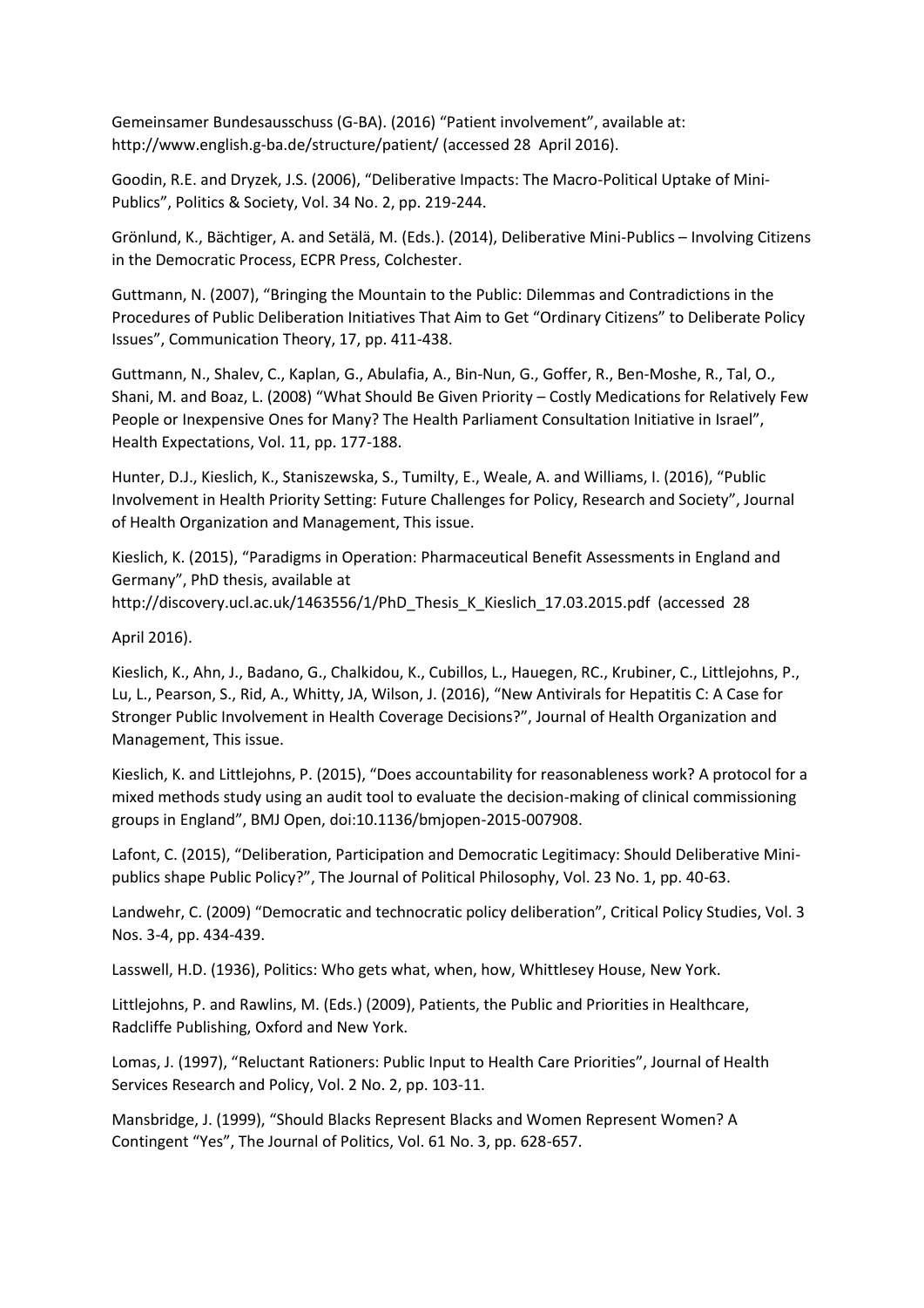Gemeinsamer Bundesausschuss (G-BA). (2016) “Patient involvement”, available at: http://www.english.g-ba.de/structure/patient/ (accessed 28 April 2016).

Goodin, R.E. and Dryzek, J.S. (2006), “Deliberative Impacts: The Macro-Political Uptake of Mini-Publics”, Politics & Society, Vol. 34 No. 2, pp. 219-244.

Grönlund, K., Bächtiger, A. and Setälä, M. (Eds.). (2014), Deliberative Mini-Publics – Involving Citizens in the Democratic Process, ECPR Press, Colchester.

Guttmann, N. (2007), “Bringing the Mountain to the Public: Dilemmas and Contradictions in the Procedures of Public Deliberation Initiatives That Aim to Get “Ordinary Citizens” to Deliberate Policy Issues”, Communication Theory, 17, pp. 411-438.

Guttmann, N., Shalev, C., Kaplan, G., Abulafia, A., Bin-Nun, G., Goffer, R., Ben-Moshe, R., Tal, O., Shani, M. and Boaz, L. (2008) “What Should Be Given Priority – Costly Medications for Relatively Few People or Inexpensive Ones for Many? The Health Parliament Consultation Initiative in Israel”, Health Expectations, Vol. 11, pp. 177-188.

Hunter, D.J., Kieslich, K., Staniszewska, S., Tumilty, E., Weale, A. and Williams, I. (2016), “Public Involvement in Health Priority Setting: Future Challenges for Policy, Research and Society”, Journal of Health Organization and Management, This issue.

Kieslich, K. (2015), “Paradigms in Operation: Pharmaceutical Benefit Assessments in England and Germany”, PhD thesis, available at http://discovery.ucl.ac.uk/1463556/1/PhD_Thesis_K_Kieslich_17.03.2015.pdf (accessed 28 April 2016).

Kieslich, K., Ahn, J., Badano, G., Chalkidou, K., Cubillos, L., Hauegen, RC., Krubiner, C., Littlejohns, P., Lu, L., Pearson, S., Rid, A., Whitty, JA, Wilson, J. (2016), “New Antivirals for Hepatitis C: A Case for Stronger Public Involvement in Health Coverage Decisions?”, Journal of Health Organization and Management, This issue.

Kieslich, K. and Littlejohns, P. (2015), “Does accountability for reasonableness work? A protocol for a mixed methods study using an audit tool to evaluate the decision-making of clinical commissioning groups in England”, BMJ Open, doi:10.1136/bmjopen-2015-007908.

Lafont, C. (2015), “Deliberation, Participation and Democratic Legitimacy: Should Deliberative Mini-publics shape Public Policy?”, The Journal of Political Philosophy, Vol. 23 No. 1, pp. 40-63.

Landwehr, C. (2009) “Democratic and technocratic policy deliberation”, Critical Policy Studies, Vol. 3 Nos. 3-4, pp. 434-439.

Lasswell, H.D. (1936), Politics: Who gets what, when, how, Whittlesey House, New York.

Littlejohns, P. and Rawlins, M. (Eds.) (2009), Patients, the Public and Priorities in Healthcare, Radcliffe Publishing, Oxford and New York.

Lomas, J. (1997), “Reluctant Rationers: Public Input to Health Care Priorities”, Journal of Health Services Research and Policy, Vol. 2 No. 2, pp. 103-11.

Mansbridge, J. (1999), “Should Blacks Represent Blacks and Women Represent Women? A Contingent “Yes”, The Journal of Politics, Vol. 61 No. 3, pp. 628-657.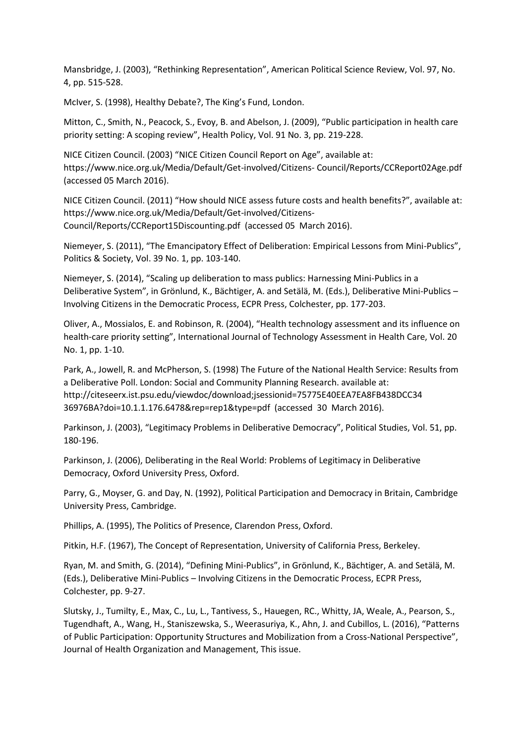Mansbridge, J. (2003), “Rethinking Representation”, American Political Science Review, Vol. 97, No. 4, pp. 515-528.

McIver, S. (1998), Healthy Debate?, The King’s Fund, London.

Mitton, C., Smith, N., Peacock, S., Evoy, B. and Abelson, J. (2009), “Public participation in health care priority setting: A scoping review”, Health Policy, Vol. 91 No. 3, pp. 219-228.

NICE Citizen Council. (2003) “NICE Citizen Council Report on Age”, available at: https://www.nice.org.uk/Media/Default/Get-involved/Citizens- Council/Reports/CCReport02Age.pdf (accessed 05 March 2016).

NICE Citizen Council. (2011) “How should NICE assess future costs and health benefits?”, available at: https://www.nice.org.uk/Media/Default/Get-involved/Citizens-Council/Reports/CCReport15Discounting.pdf (accessed 05 March 2016).

Niemeyer, S. (2011), “The Emancipatory Effect of Deliberation: Empirical Lessons from Mini-Publics”, Politics & Society, Vol. 39 No. 1, pp. 103-140.

Niemeyer, S. (2014), “Scaling up deliberation to mass publics: Harnessing Mini-Publics in a Deliberative System”, in Grönlund, K., Bächtiger, A. and Setälä, M. (Eds.), Deliberative Mini-Publics – Involving Citizens in the Democratic Process, ECPR Press, Colchester, pp. 177-203.

Oliver, A., Mossialos, E. and Robinson, R. (2004), “Health technology assessment and its influence on health-care priority setting”, International Journal of Technology Assessment in Health Care, Vol. 20 No. 1, pp. 1-10.

Park, A., Jowell, R. and McPherson, S. (1998) The Future of the National Health Service: Results from a Deliberative Poll. London: Social and Community Planning Research. available at: http://citeseerx.ist.psu.edu/viewdoc/download;jsessionid=75775E40EEA7EA8FB438DCC34 36976BA?doi=10.1.1.176.6478&rep=rep1&type=pdf (accessed 30 March 2016).

Parkinson, J. (2003), “Legitimacy Problems in Deliberative Democracy”, Political Studies, Vol. 51, pp. 180-196.

Parkinson, J. (2006), Deliberating in the Real World: Problems of Legitimacy in Deliberative Democracy, Oxford University Press, Oxford.

Parry, G., Moyser, G. and Day, N. (1992), Political Participation and Democracy in Britain, Cambridge University Press, Cambridge.

Phillips, A. (1995), The Politics of Presence, Clarendon Press, Oxford.

Pitkin, H.F. (1967), The Concept of Representation, University of California Press, Berkeley.

Ryan, M. and Smith, G. (2014), “Defining Mini-Publics”, in Grönlund, K., Bächtiger, A. and Setälä, M. (Eds.), Deliberative Mini-Publics – Involving Citizens in the Democratic Process, ECPR Press, Colchester, pp. 9-27.

Slutsky, J., Tumilty, E., Max, C., Lu, L., Tantivess, S., Hauegen, RC., Whitty, JA, Weale, A., Pearson, S., Tugendhaft, A., Wang, H., Staniszewska, S., Weerasuriya, K., Ahn, J. and Cubillos, L. (2016), “Patterns of Public Participation: Opportunity Structures and Mobilization from a Cross-National Perspective”, Journal of Health Organization and Management, This issue.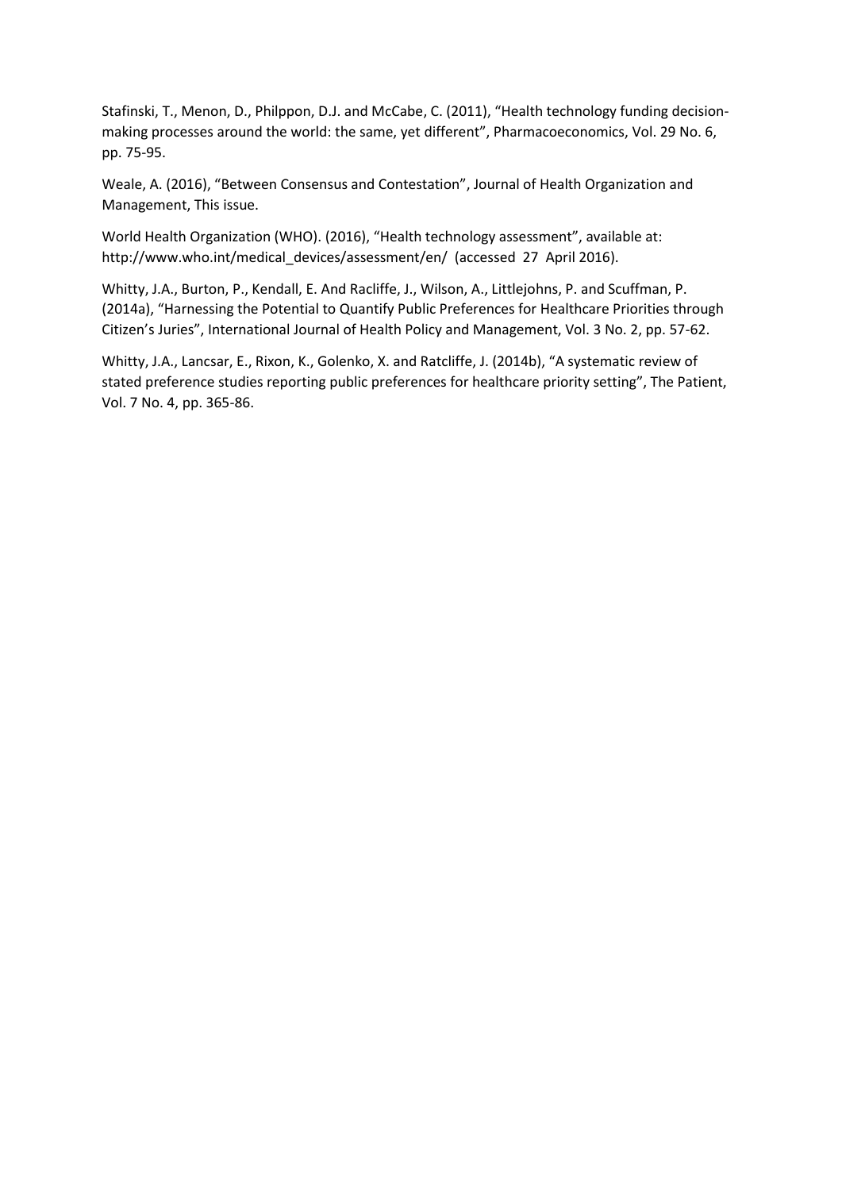Stafinski, T., Menon, D., Philppon, D.J. and McCabe, C. (2011), “Health technology funding decision-making processes around the world: the same, yet different”, Pharmacoeconomics, Vol. 29 No. 6, pp. 75-95.

Weale, A. (2016), “Between Consensus and Contestation”, Journal of Health Organization and Management, This issue.

World Health Organization (WHO). (2016), “Health technology assessment”, available at: http://www.who.int/medical_devices/assessment/en/ (accessed 27 April 2016).

Whitty, J.A., Burton, P., Kendall, E. And Racliffe, J., Wilson, A., Littlejohns, P. and Scuffman, P. (2014a), “Harnessing the Potential to Quantify Public Preferences for Healthcare Priorities through Citizen’s Juries”, International Journal of Health Policy and Management, Vol. 3 No. 2, pp. 57-62.

Whitty, J.A., Lancsar, E., Rixon, K., Golenko, X. and Ratcliffe, J. (2014b), “A systematic review of stated preference studies reporting public preferences for healthcare priority setting”, The Patient, Vol. 7 No. 4, pp. 365-86.